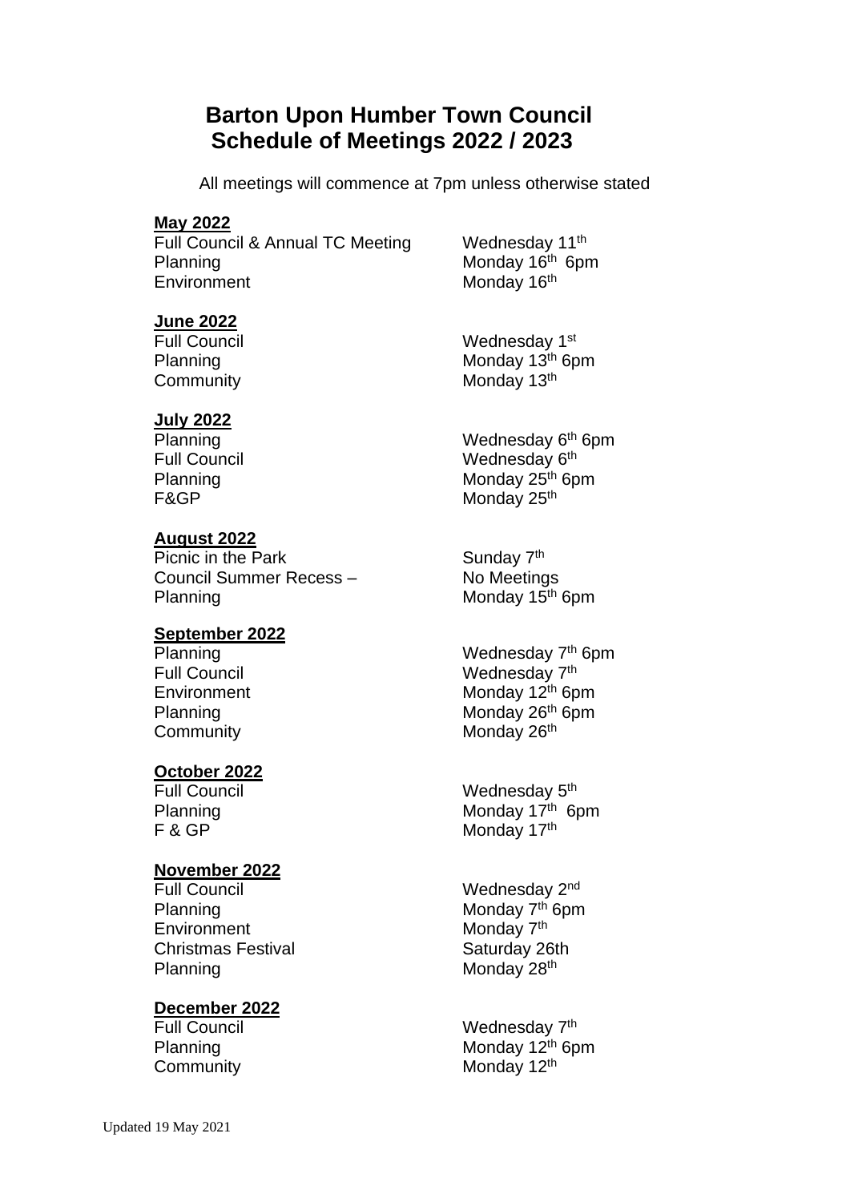# Barton Upon Humber Town Council
## Schedule of Meetings 2022 / 2023

All meetings will commence at 7pm unless otherwise stated

**May 2022**

| | |
|---|---|
| Full Council & Annual TC Meeting | Wednesday 11th |
| Planning | Monday 16th 6pm |
| Environment | Monday 16th |

**June 2022**

| | |
|---|---|
| Full Council | Wednesday 1st |
| Planning | Monday 13th 6pm |
| Community | Monday 13th |

**July 2022**

| | |
|---|---|
| Planning | Wednesday 6th 6pm |
| Full Council | Wednesday 6th |
| Planning | Monday 25th 6pm |
| F&GP | Monday 25th |

**August 2022**

| | |
|---|---|
| Picnic in the Park | Sunday 7th |
| Council Summer Recess – | No Meetings |
| Planning | Monday 15th 6pm |

**September 2022**

| | |
|---|---|
| Planning | Wednesday 7th 6pm |
| Full Council | Wednesday 7th |
| Environment | Monday 12th 6pm |
| Planning | Monday 26th 6pm |
| Community | Monday 26th |

**October 2022**

| | |
|---|---|
| Full Council | Wednesday 5th |
| Planning | Monday 17th 6pm |
| F & GP | Monday 17th |

**November 2022**

| | |
|---|---|
| Full Council | Wednesday 2nd |
| Planning | Monday 7th 6pm |
| Environment | Monday 7th |
| Christmas Festival | Saturday 26th |
| Planning | Monday 28th |

**December 2022**

| | |
|---|---|
| Full Council | Wednesday 7th |
| Planning | Monday 12th 6pm |
| Community | Monday 12th |

Updated 19 May 2021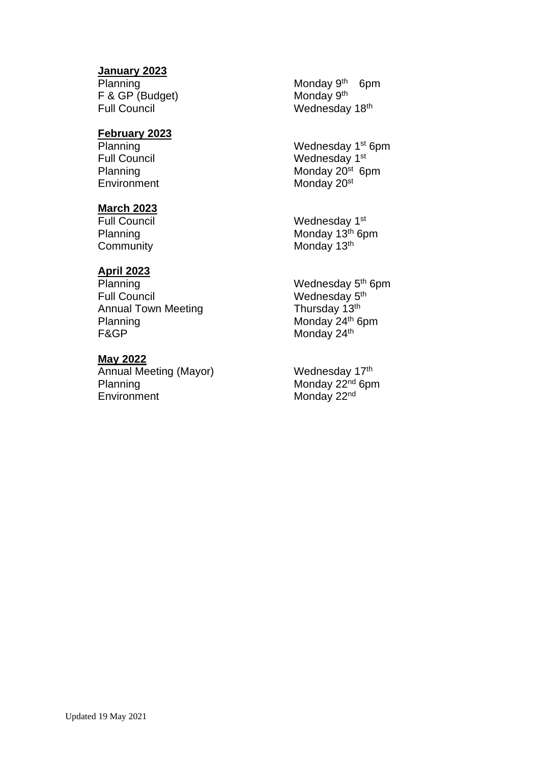**January 2023**

| | |
|---|---|
| Planning | Monday 9th 6pm |
| F & GP (Budget) | Monday 9th |
| Full Council | Wednesday 18th |

**February 2023**

| | |
|---|---|
| Planning | Wednesday 1st 6pm |
| Full Council | Wednesday 1st |
| Planning | Monday 20st 6pm |
| Environment | Monday 20st |

**March 2023**

| | |
|---|---|
| Full Council | Wednesday 1st |
| Planning | Monday 13th 6pm |
| Community | Monday 13th |

**April 2023**

| | |
|---|---|
| Planning | Wednesday 5th 6pm |
| Full Council | Wednesday 5th |
| Annual Town Meeting | Thursday 13th |
| Planning | Monday 24th 6pm |
| F&GP | Monday 24th |

**May 2022**

| | |
|---|---|
| Annual Meeting (Mayor) | Wednesday 17th |
| Planning | Monday 22nd 6pm |
| Environment | Monday 22nd |

Updated 19 May 2021